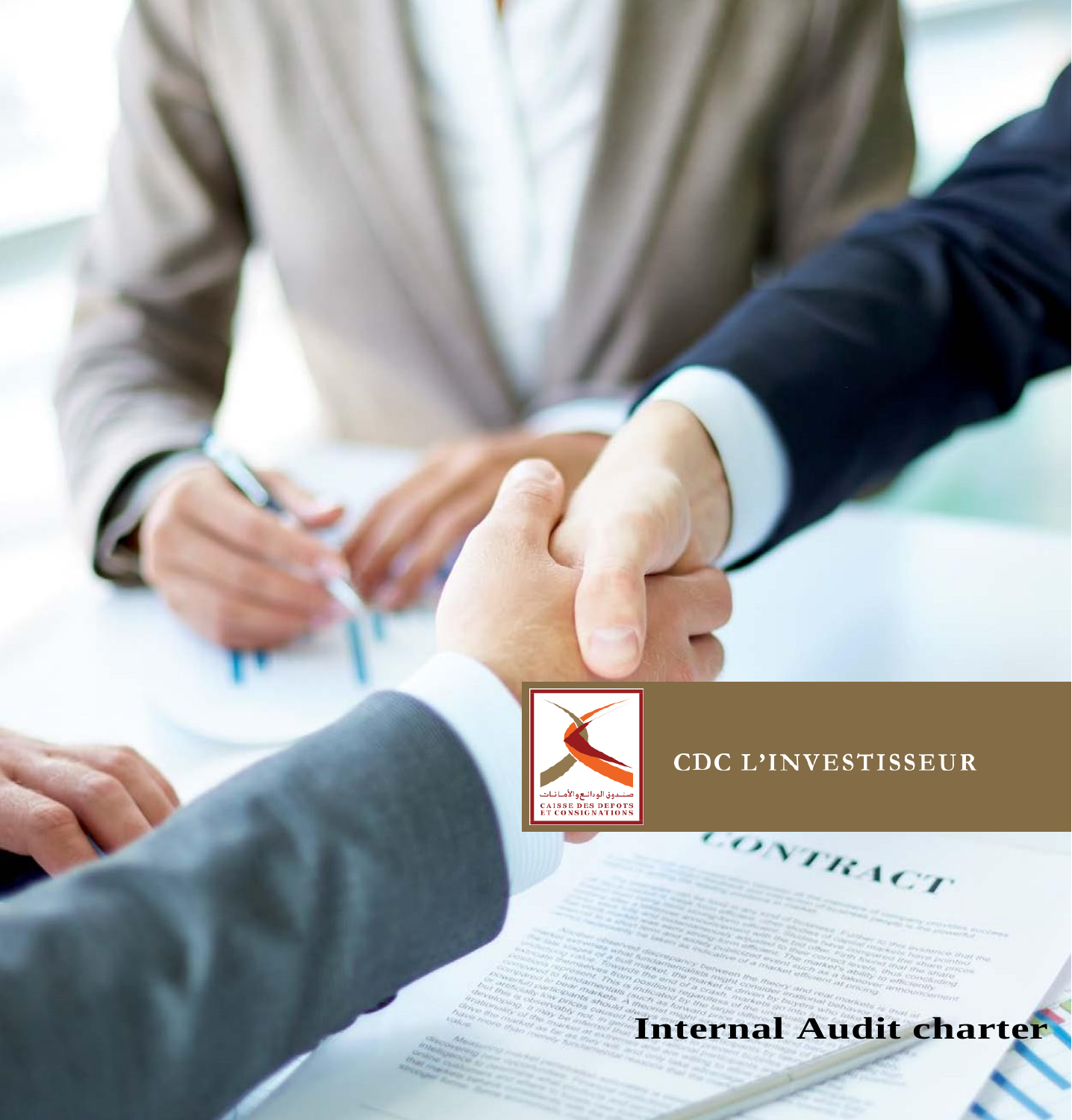CDC L'INVESTISSEUR

# Internal Audit charter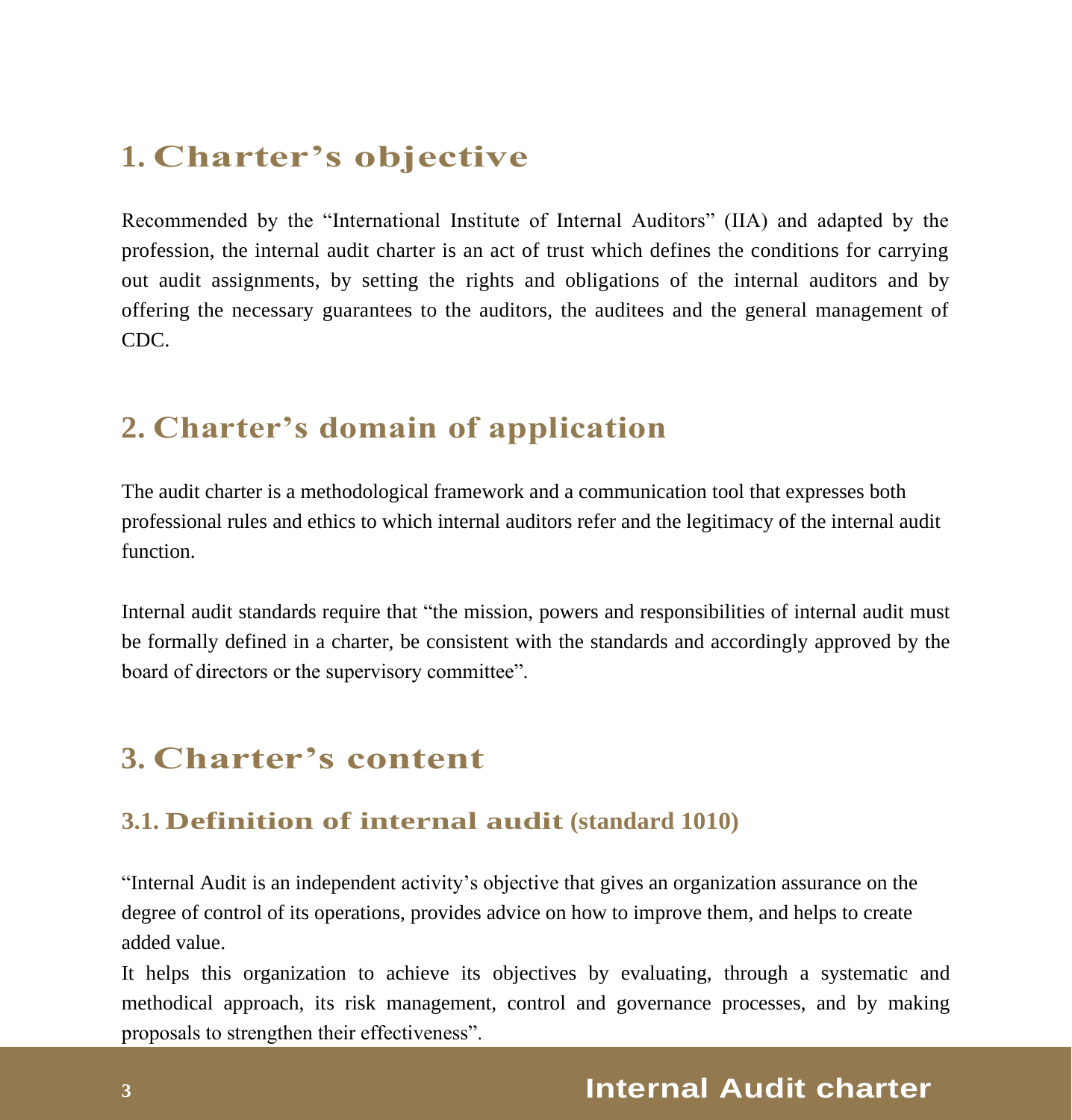# 1. Charter's objective

Recommended by the "International Institute of Internal Auditors" (IIA) and adapted by the profession, the internal audit charter is an act of trust which defines the conditions for carrying out audit assignments, by setting the rights and obligations of the internal auditors and by offering the necessary guarantees to the auditors, the auditees and the general management of CDC.

# 2. Charter's domain of application

The audit charter is a methodological framework and a communication tool that expresses both professional rules and ethics to which internal auditors refer and the legitimacy of the internal audit function.

Internal audit standards require that "the mission, powers and responsibilities of internal audit must be formally defined in a charter, be consistent with the standards and accordingly approved by the board of directors or the supervisory committee".

# 3. Charter's content

## 3.1. Definition of internal audit (standard 1010)

"Internal Audit is an independent activity's objective that gives an organization assurance on the degree of control of its operations, provides advice on how to improve them, and helps to create added value.

It helps this organization to achieve its objectives by evaluating, through a systematic and methodical approach, its risk management, control and governance processes, and by making proposals to strengthen their effectiveness".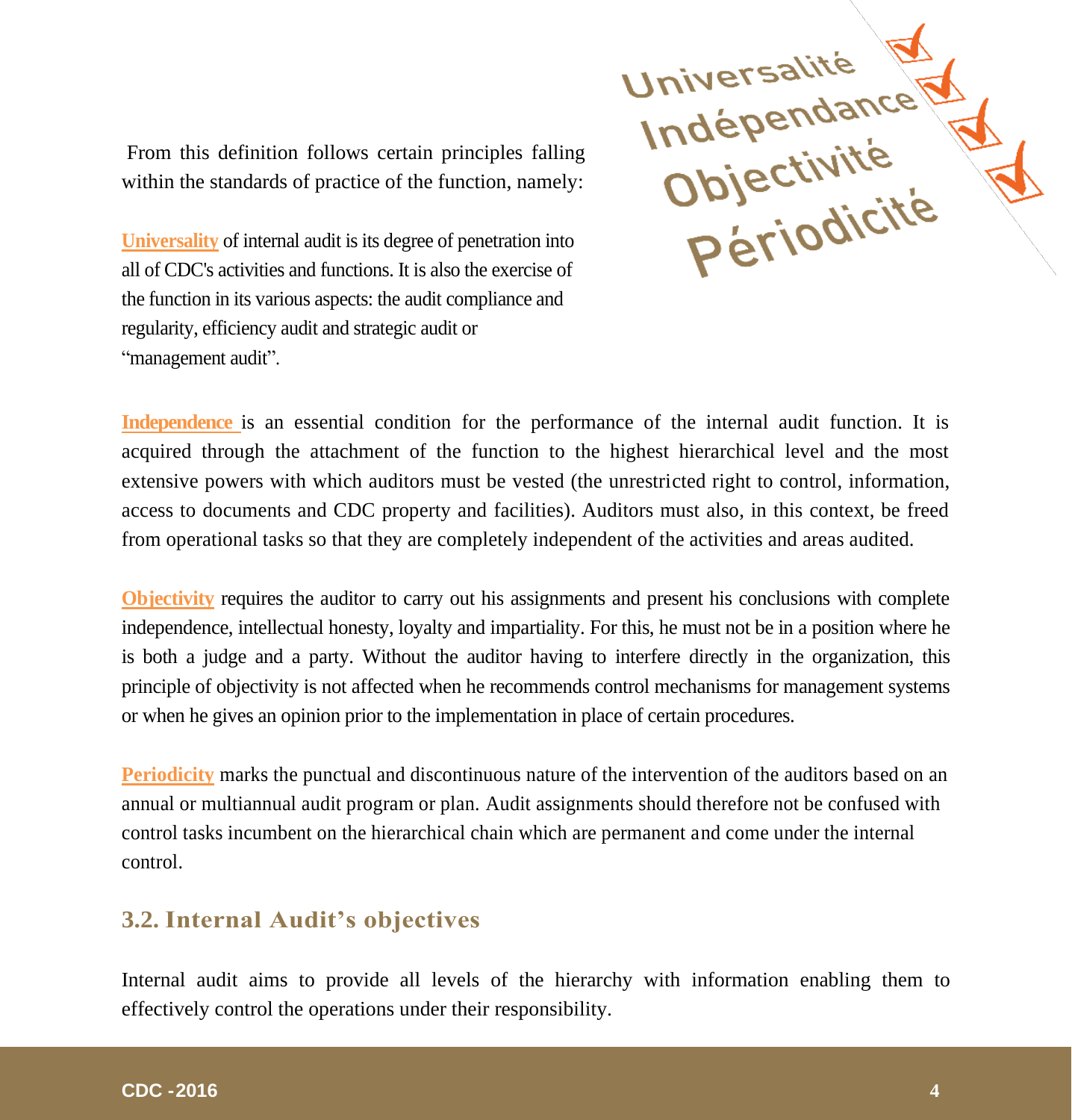From this definition follows certain principles falling within the standards of practice of the function, namely:

**Universality** of internal audit is its degree of penetration into all of CDC's activities and functions. It is also the exercise of the function in its various aspects: the audit compliance and regularity, efficiency audit and strategic audit or "management audit".

**Independence** is an essential condition for the performance of the internal audit function. It is acquired through the attachment of the function to the highest hierarchical level and the most extensive powers with which auditors must be vested (the unrestricted right to control, information, access to documents and CDC property and facilities). Auditors must also, in this context, be freed from operational tasks so that they are completely independent of the activities and areas audited.

**Objectivity** requires the auditor to carry out his assignments and present his conclusions with complete independence, intellectual honesty, loyalty and impartiality. For this, he must not be in a position where he is both a judge and a party. Without the auditor having to interfere directly in the organization, this principle of objectivity is not affected when he recommends control mechanisms for management systems or when he gives an opinion prior to the implementation in place of certain procedures.

**Periodicity** marks the punctual and discontinuous nature of the intervention of the auditors based on an annual or multiannual audit program or plan. Audit assignments should therefore not be confused with control tasks incumbent on the hierarchical chain which are permanent and come under the internal control.

## 3.2. Internal Audit's objectives

Internal audit aims to provide all levels of the hierarchy with information enabling them to effectively control the operations under their responsibility.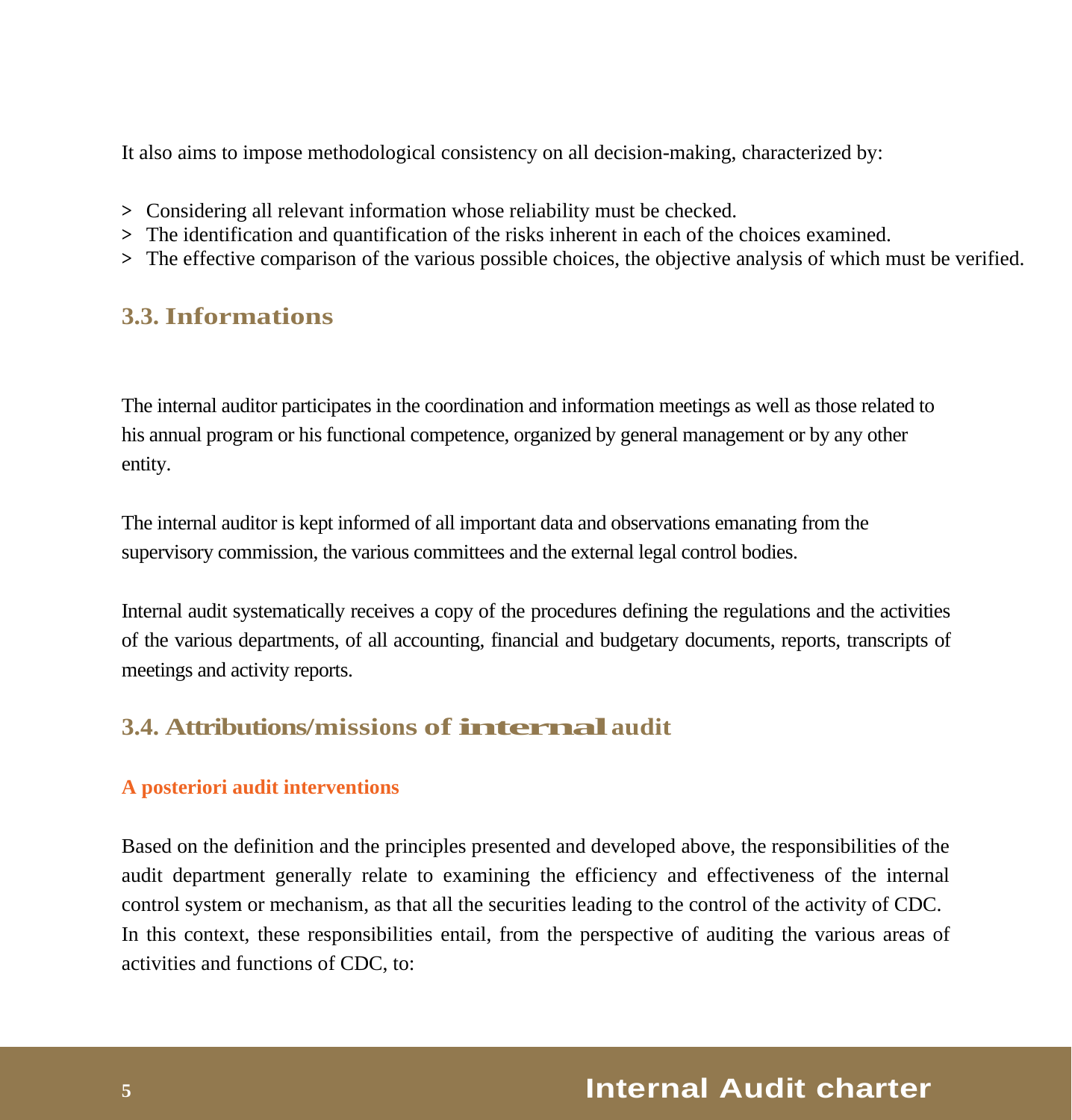It also aims to impose methodological consistency on all decision-making, characterized by:

> Considering all relevant information whose reliability must be checked.
> The identification and quantification of the risks inherent in each of the choices examined.
> The effective comparison of the various possible choices, the objective analysis of which must be verified.

## 3.3. Informations

The internal auditor participates in the coordination and information meetings as well as those related to his annual program or his functional competence, organized by general management or by any other entity.

The internal auditor is kept informed of all important data and observations emanating from the supervisory commission, the various committees and the external legal control bodies.

Internal audit systematically receives a copy of the procedures defining the regulations and the activities of the various departments, of all accounting, financial and budgetary documents, reports, transcripts of meetings and activity reports.

## 3.4. Attributions/missions of internal audit

### A posteriori audit interventions

Based on the definition and the principles presented and developed above, the responsibilities of the audit department generally relate to examining the efficiency and effectiveness of the internal control system or mechanism, as that all the securities leading to the control of the activity of CDC. In this context, these responsibilities entail, from the perspective of auditing the various areas of activities and functions of CDC, to: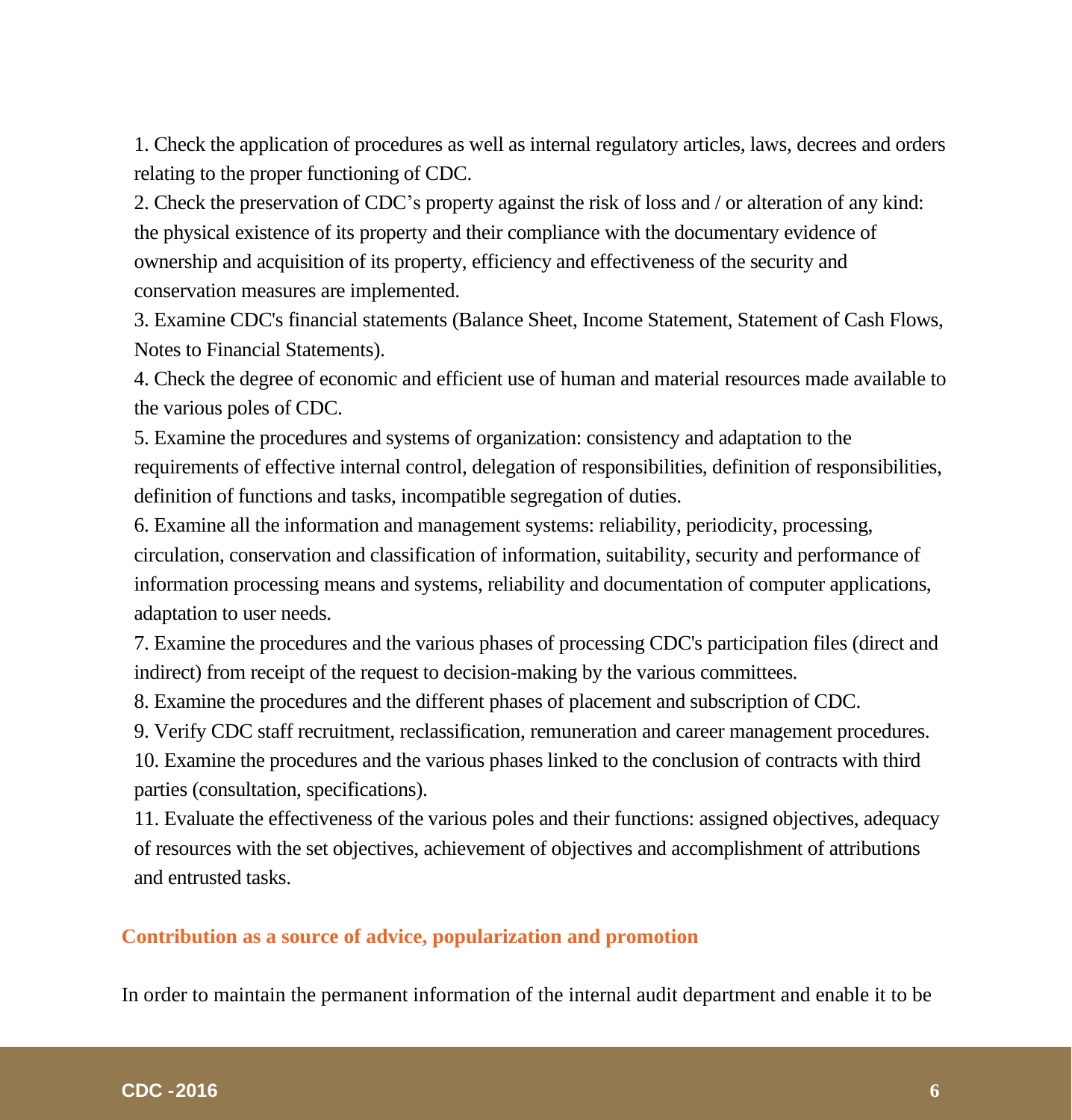1. Check the application of procedures as well as internal regulatory articles, laws, decrees and orders relating to the proper functioning of CDC.
2. Check the preservation of CDC's property against the risk of loss and / or alteration of any kind: the physical existence of its property and their compliance with the documentary evidence of ownership and acquisition of its property, efficiency and effectiveness of the security and conservation measures are implemented.
3. Examine CDC's financial statements (Balance Sheet, Income Statement, Statement of Cash Flows, Notes to Financial Statements).
4. Check the degree of economic and efficient use of human and material resources made available to the various poles of CDC.
5. Examine the procedures and systems of organization: consistency and adaptation to the requirements of effective internal control, delegation of responsibilities, definition of responsibilities, definition of functions and tasks, incompatible segregation of duties.
6. Examine all the information and management systems: reliability, periodicity, processing, circulation, conservation and classification of information, suitability, security and performance of information processing means and systems, reliability and documentation of computer applications, adaptation to user needs.
7. Examine the procedures and the various phases of processing CDC's participation files (direct and indirect) from receipt of the request to decision-making by the various committees.
8. Examine the procedures and the different phases of placement and subscription of CDC.
9. Verify CDC staff recruitment, reclassification, remuneration and career management procedures.
10. Examine the procedures and the various phases linked to the conclusion of contracts with third parties (consultation, specifications).
11. Evaluate the effectiveness of the various poles and their functions: assigned objectives, adequacy of resources with the set objectives, achievement of objectives and accomplishment of attributions and entrusted tasks.

## Contribution as a source of advice, popularization and promotion

In order to maintain the permanent information of the internal audit department and enable it to be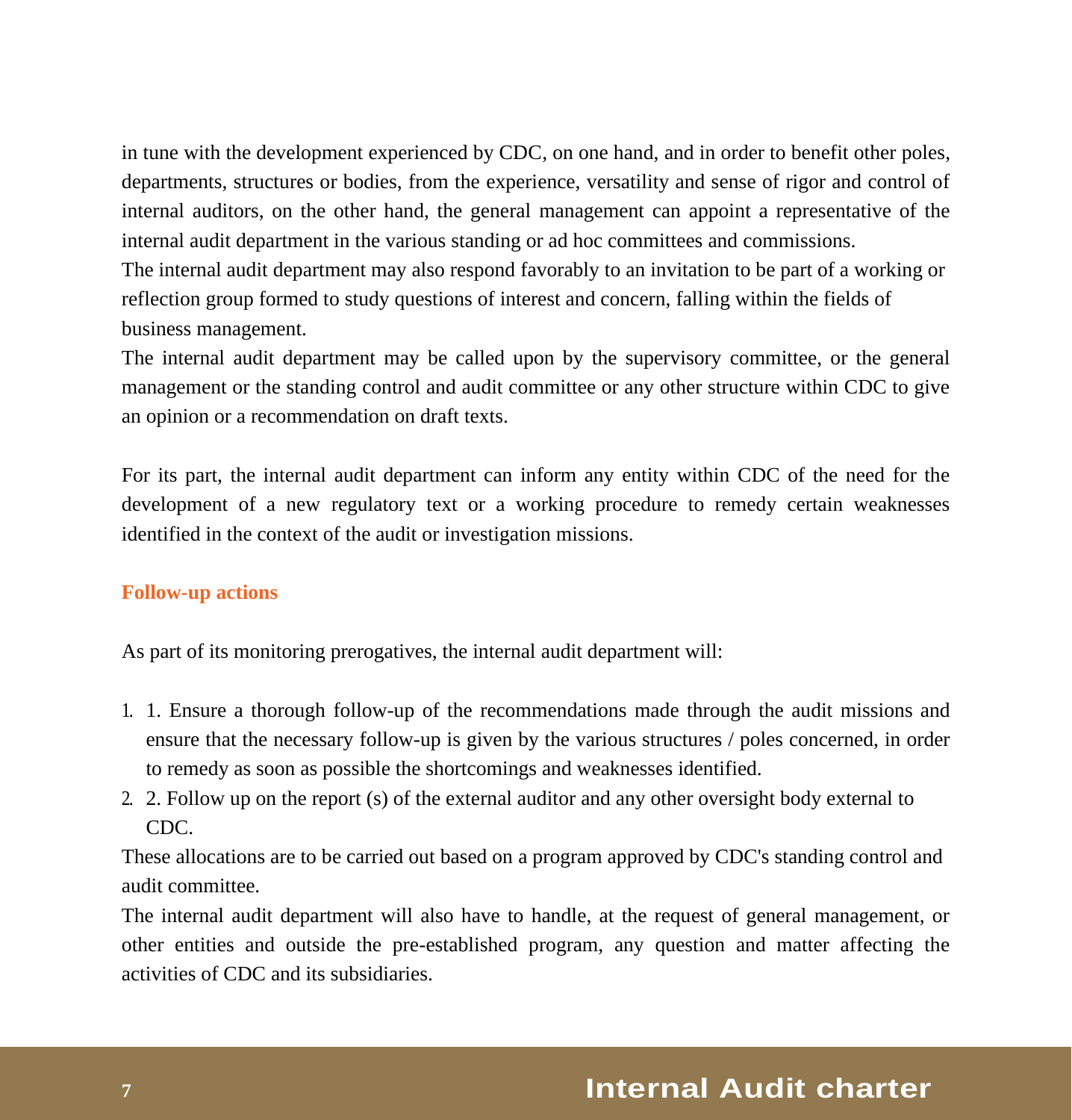in tune with the development experienced by CDC, on one hand, and in order to benefit other poles, departments, structures or bodies, from the experience, versatility and sense of rigor and control of internal auditors, on the other hand, the general management can appoint a representative of the internal audit department in the various standing or ad hoc committees and commissions.

The internal audit department may also respond favorably to an invitation to be part of a working or reflection group formed to study questions of interest and concern, falling within the fields of business management.

The internal audit department may be called upon by the supervisory committee, or the general management or the standing control and audit committee or any other structure within CDC to give an opinion or a recommendation on draft texts.

For its part, the internal audit department can inform any entity within CDC of the need for the development of a new regulatory text or a working procedure to remedy certain weaknesses identified in the context of the audit or investigation missions.

### Follow-up actions

As part of its monitoring prerogatives, the internal audit department will:

1. 1. Ensure a thorough follow-up of the recommendations made through the audit missions and ensure that the necessary follow-up is given by the various structures / poles concerned, in order to remedy as soon as possible the shortcomings and weaknesses identified.
2. 2. Follow up on the report (s) of the external auditor and any other oversight body external to CDC.

These allocations are to be carried out based on a program approved by CDC's standing control and audit committee.

The internal audit department will also have to handle, at the request of general management, or other entities and outside the pre-established program, any question and matter affecting the activities of CDC and its subsidiaries.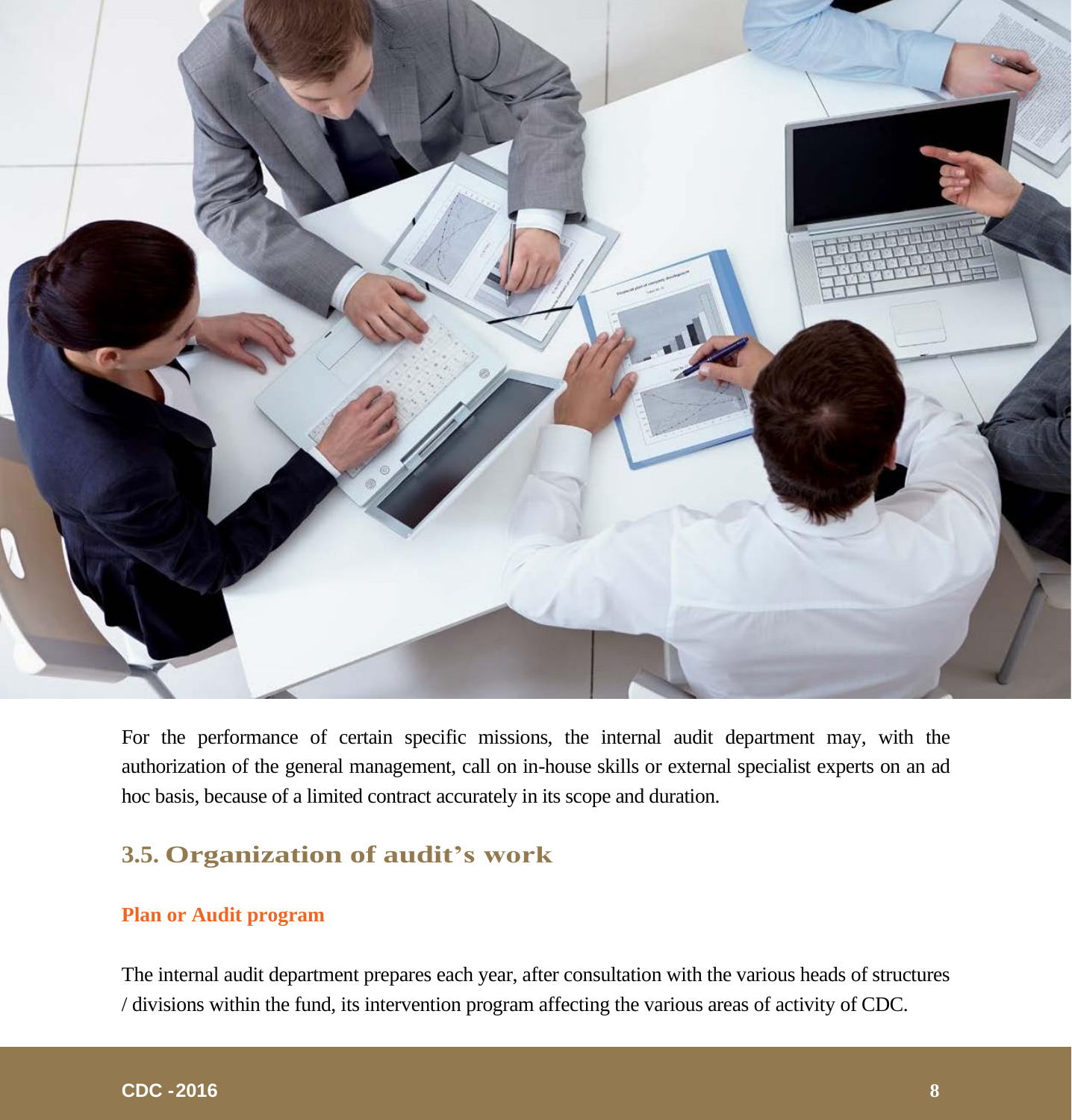For the performance of certain specific missions, the internal audit department may, with the authorization of the general management, call on in-house skills or external specialist experts on an ad hoc basis, because of a limited contract accurately in its scope and duration.

## 3.5. Organization of audit's work

### Plan or Audit program

The internal audit department prepares each year, after consultation with the various heads of structures / divisions within the fund, its intervention program affecting the various areas of activity of CDC.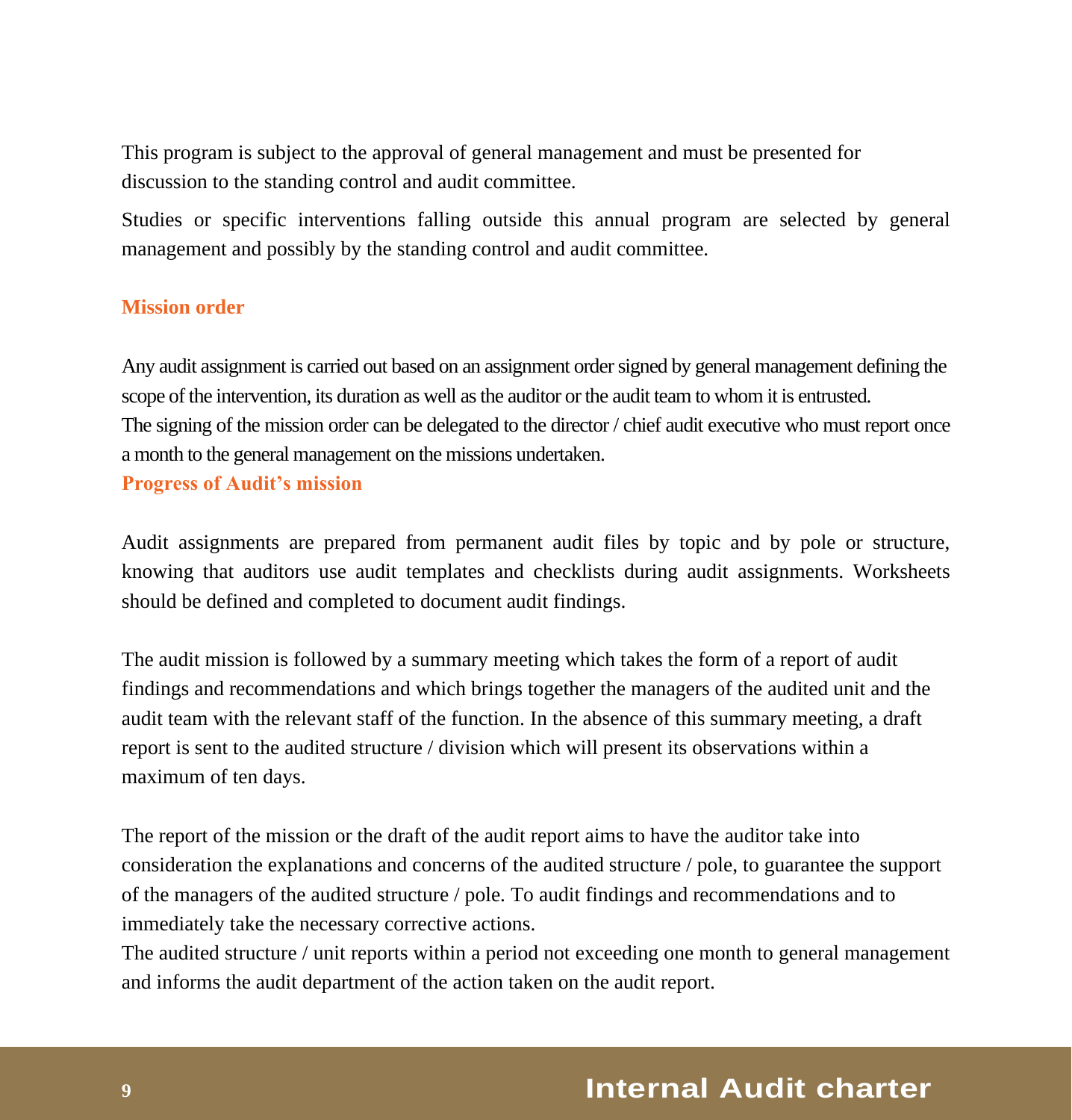This program is subject to the approval of general management and must be presented for discussion to the standing control and audit committee.

Studies or specific interventions falling outside this annual program are selected by general management and possibly by the standing control and audit committee.

### Mission order

Any audit assignment is carried out based on an assignment order signed by general management defining the scope of the intervention, its duration as well as the auditor or the audit team to whom it is entrusted.
The signing of the mission order can be delegated to the director / chief audit executive who must report once a month to the general management on the missions undertaken.

### Progress of Audit's mission

Audit assignments are prepared from permanent audit files by topic and by pole or structure, knowing that auditors use audit templates and checklists during audit assignments. Worksheets should be defined and completed to document audit findings.

The audit mission is followed by a summary meeting which takes the form of a report of audit findings and recommendations and which brings together the managers of the audited unit and the audit team with the relevant staff of the function. In the absence of this summary meeting, a draft report is sent to the audited structure / division which will present its observations within a maximum of ten days.

The report of the mission or the draft of the audit report aims to have the auditor take into consideration the explanations and concerns of the audited structure / pole, to guarantee the support of the managers of the audited structure / pole. To audit findings and recommendations and to immediately take the necessary corrective actions.
The audited structure / unit reports within a period not exceeding one month to general management and informs the audit department of the action taken on the audit report.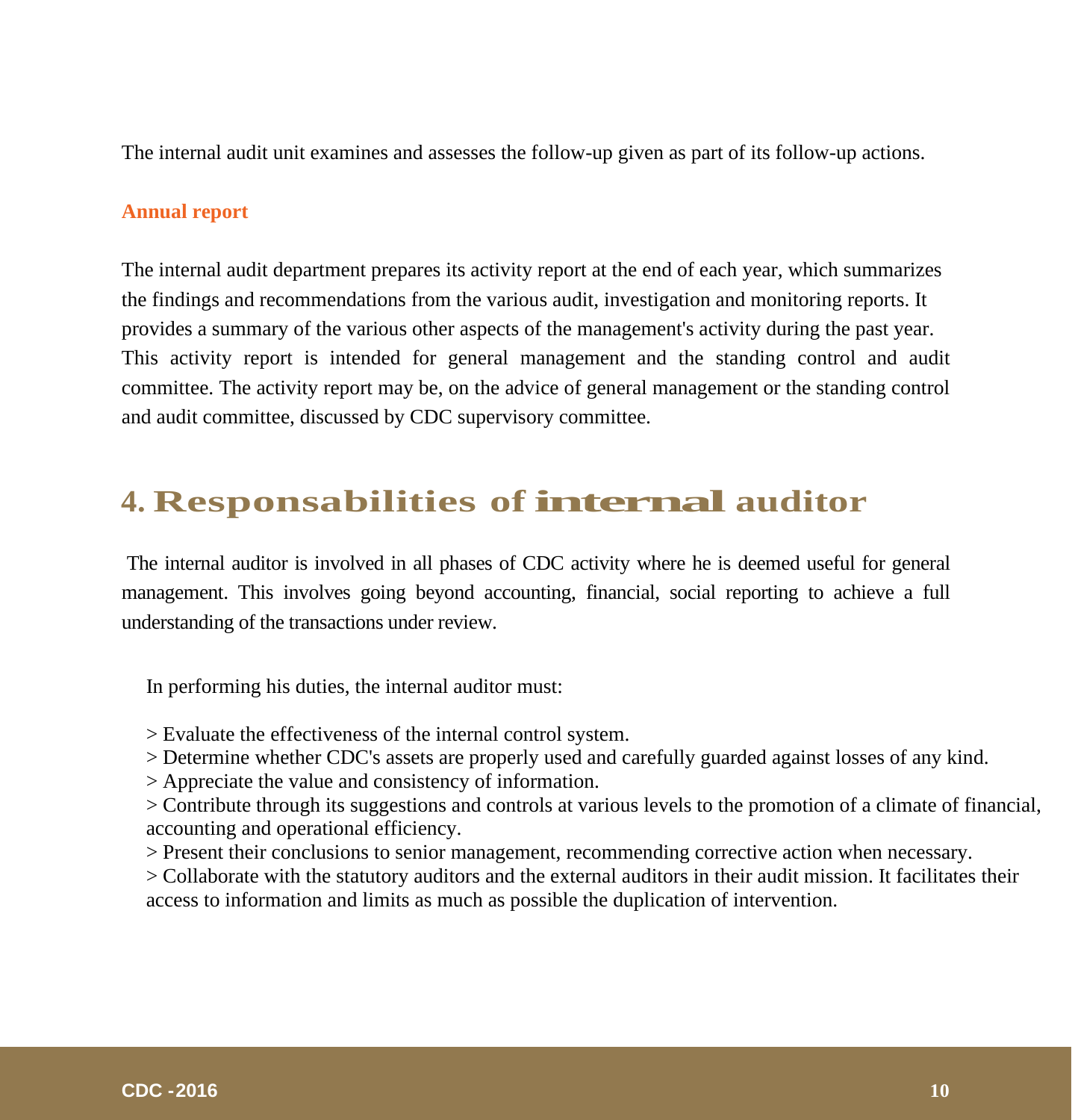The internal audit unit examines and assesses the follow-up given as part of its follow-up actions.

### Annual report

The internal audit department prepares its activity report at the end of each year, which summarizes the findings and recommendations from the various audit, investigation and monitoring reports. It provides a summary of the various other aspects of the management's activity during the past year. This activity report is intended for general management and the standing control and audit committee. The activity report may be, on the advice of general management or the standing control and audit committee, discussed by CDC supervisory committee.

## 4. Responsabilities of internal auditor

The internal auditor is involved in all phases of CDC activity where he is deemed useful for general management. This involves going beyond accounting, financial, social reporting to achieve a full understanding of the transactions under review.

In performing his duties, the internal auditor must:

> Evaluate the effectiveness of the internal control system.
> Determine whether CDC's assets are properly used and carefully guarded against losses of any kind.
> Appreciate the value and consistency of information.
> Contribute through its suggestions and controls at various levels to the promotion of a climate of financial, accounting and operational efficiency.
> Present their conclusions to senior management, recommending corrective action when necessary.
> Collaborate with the statutory auditors and the external auditors in their audit mission. It facilitates their access to information and limits as much as possible the duplication of intervention.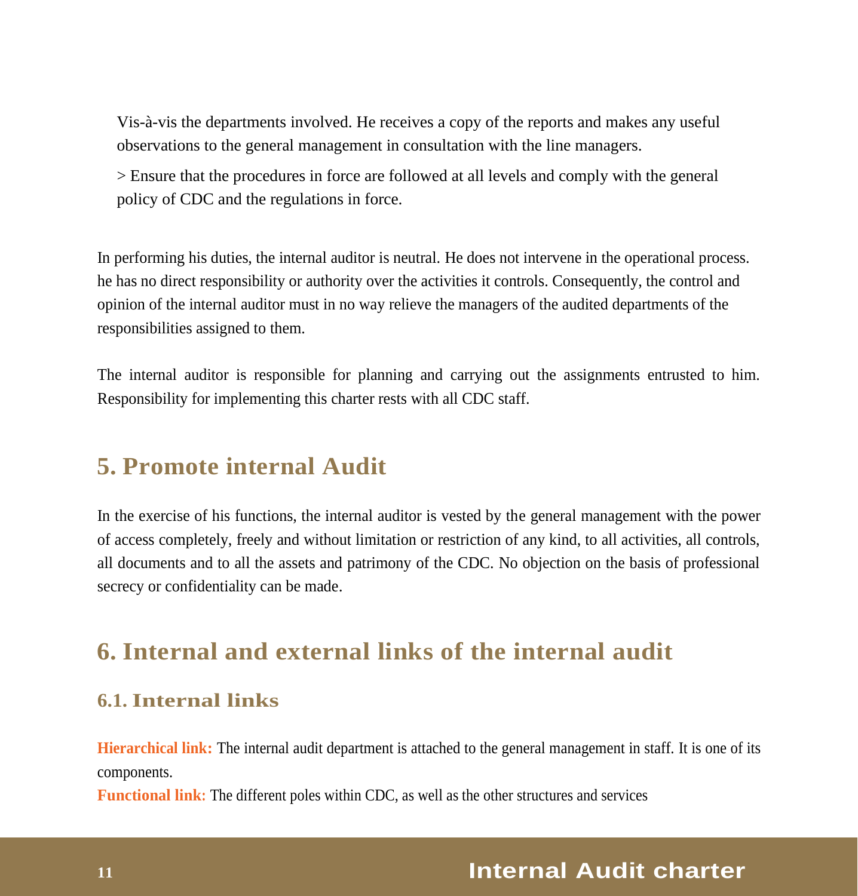Vis-à-vis the departments involved. He receives a copy of the reports and makes any useful observations to the general management in consultation with the line managers.

> Ensure that the procedures in force are followed at all levels and comply with the general policy of CDC and the regulations in force.

In performing his duties, the internal auditor is neutral. He does not intervene in the operational process. he has no direct responsibility or authority over the activities it controls. Consequently, the control and opinion of the internal auditor must in no way relieve the managers of the audited departments of the responsibilities assigned to them.

The internal auditor is responsible for planning and carrying out the assignments entrusted to him. Responsibility for implementing this charter rests with all CDC staff.

## 5. Promote internal Audit

In the exercise of his functions, the internal auditor is vested by the general management with the power of access completely, freely and without limitation or restriction of any kind, to all activities, all controls, all documents and to all the assets and patrimony of the CDC. No objection on the basis of professional secrecy or confidentiality can be made.

## 6. Internal and external links of the internal audit

### 6.1. Internal links

**Hierarchical link:** The internal audit department is attached to the general management in staff. It is one of its components.

**Functional link:** The different poles within CDC, as well as the other structures and services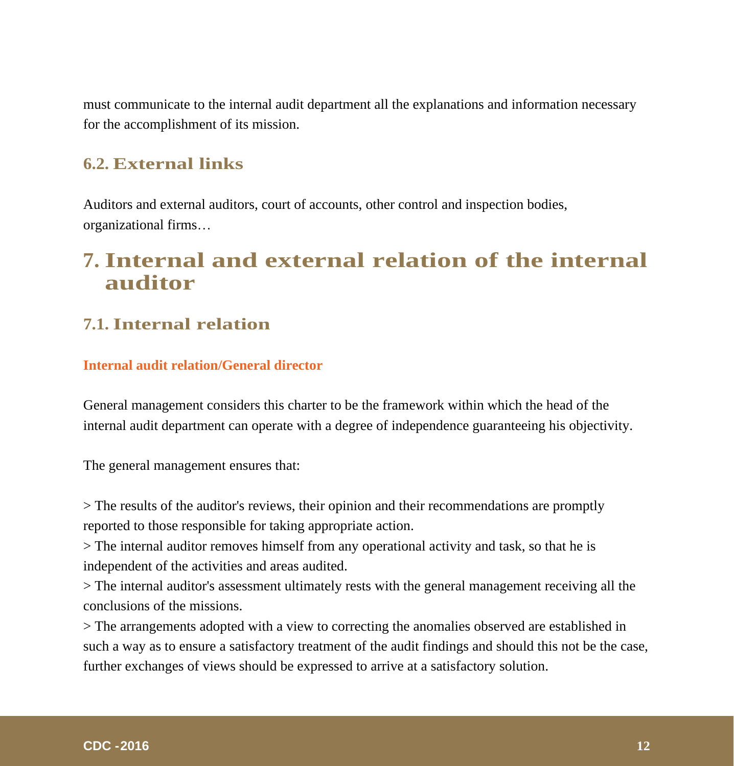must communicate to the internal audit department all the explanations and information necessary for the accomplishment of its mission.

### 6.2. External links

Auditors and external auditors, court of accounts, other control and inspection bodies, organizational firms…

## 7. Internal and external relation of the internal auditor

### 7.1. Internal relation

**Internal audit relation/General director**

General management considers this charter to be the framework within which the head of the internal audit department can operate with a degree of independence guaranteeing his objectivity.

The general management ensures that:

> The results of the auditor's reviews, their opinion and their recommendations are promptly reported to those responsible for taking appropriate action.
> The internal auditor removes himself from any operational activity and task, so that he is independent of the activities and areas audited.
> The internal auditor's assessment ultimately rests with the general management receiving all the conclusions of the missions.
> The arrangements adopted with a view to correcting the anomalies observed are established in such a way as to ensure a satisfactory treatment of the audit findings and should this not be the case, further exchanges of views should be expressed to arrive at a satisfactory solution.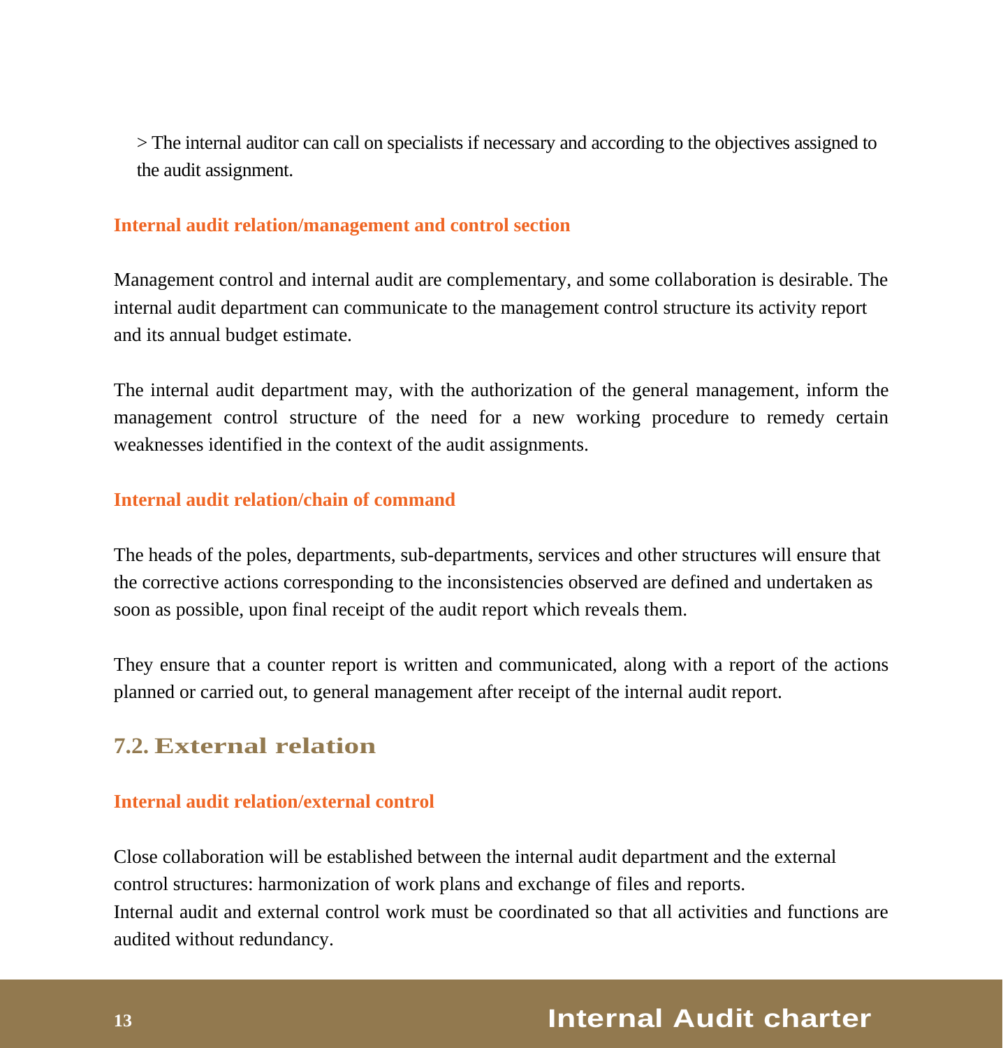> The internal auditor can call on specialists if necessary and according to the objectives assigned to the audit assignment.

#### Internal audit relation/management and control section

Management control and internal audit are complementary, and some collaboration is desirable. The internal audit department can communicate to the management control structure its activity report and its annual budget estimate.

The internal audit department may, with the authorization of the general management, inform the management control structure of the need for a new working procedure to remedy certain weaknesses identified in the context of the audit assignments.

#### Internal audit relation/chain of command

The heads of the poles, departments, sub-departments, services and other structures will ensure that the corrective actions corresponding to the inconsistencies observed are defined and undertaken as soon as possible, upon final receipt of the audit report which reveals them.

They ensure that a counter report is written and communicated, along with a report of the actions planned or carried out, to general management after receipt of the internal audit report.

### 7.2. External relation

#### Internal audit relation/external control

Close collaboration will be established between the internal audit department and the external control structures: harmonization of work plans and exchange of files and reports.
Internal audit and external control work must be coordinated so that all activities and functions are audited without redundancy.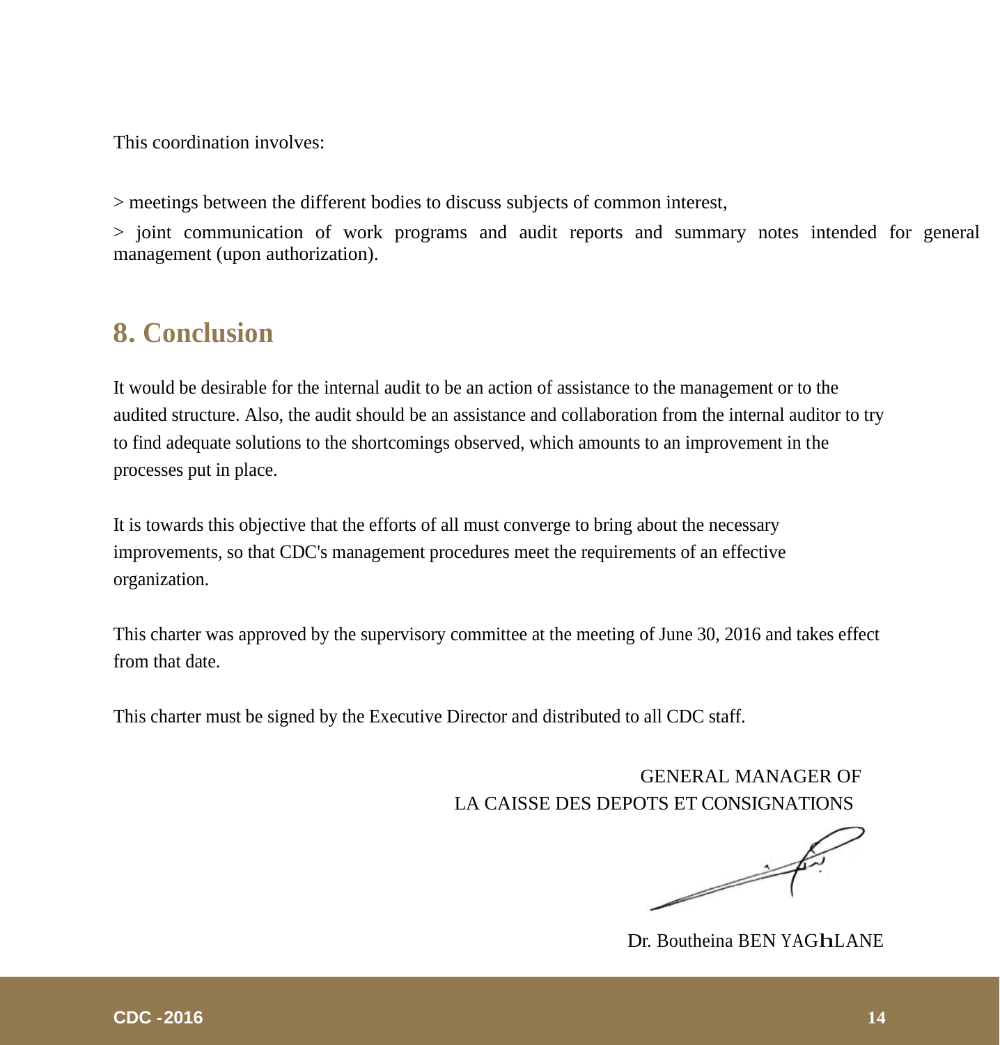This coordination involves:

> meetings between the different bodies to discuss subjects of common interest,

> joint communication of work programs and audit reports and summary notes intended for general management (upon authorization).

## 8. Conclusion

It would be desirable for the internal audit to be an action of assistance to the management or to the audited structure. Also, the audit should be an assistance and collaboration from the internal auditor to try to find adequate solutions to the shortcomings observed, which amounts to an improvement in the processes put in place.

It is towards this objective that the efforts of all must converge to bring about the necessary improvements, so that CDC's management procedures meet the requirements of an effective organization.

This charter was approved by the supervisory committee at the meeting of June 30, 2016 and takes effect from that date.

This charter must be signed by the Executive Director and distributed to all CDC staff.

GENERAL MANAGER OF
LA CAISSE DES DEPOTS ET CONSIGNATIONS

Dr. Boutheina BEN YAGHLANE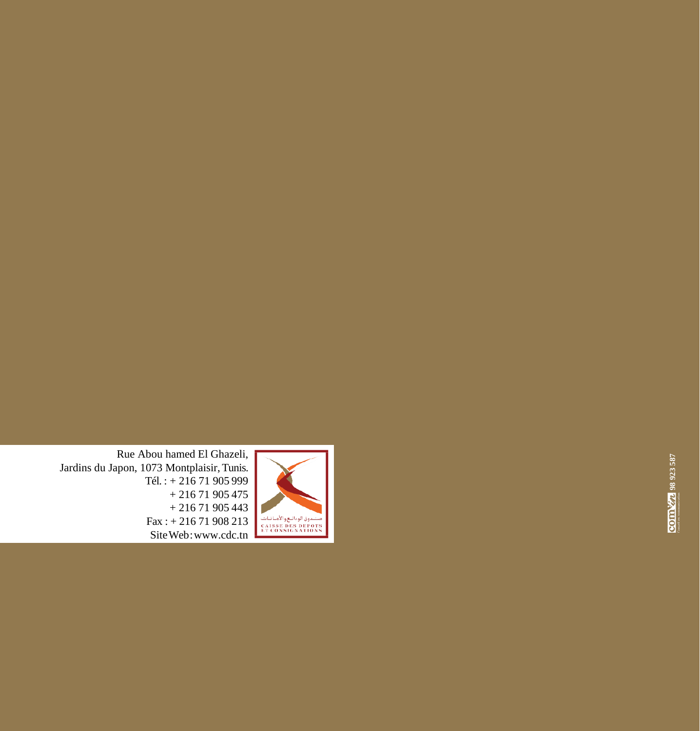Rue Abou hamed El Ghazeli,
Jardins du Japon, 1073 Montplaisir, Tunis.
Tél. : + 216 71 905 999
+ 216 71 905 475
+ 216 71 905 443
Fax : + 216 71 908 213
Site Web : www.cdc.tn

صندوق الودائع والأمانات
CAISSE DES DEPOTS
ET CONSIGNATIONS

comvia 98 923 587